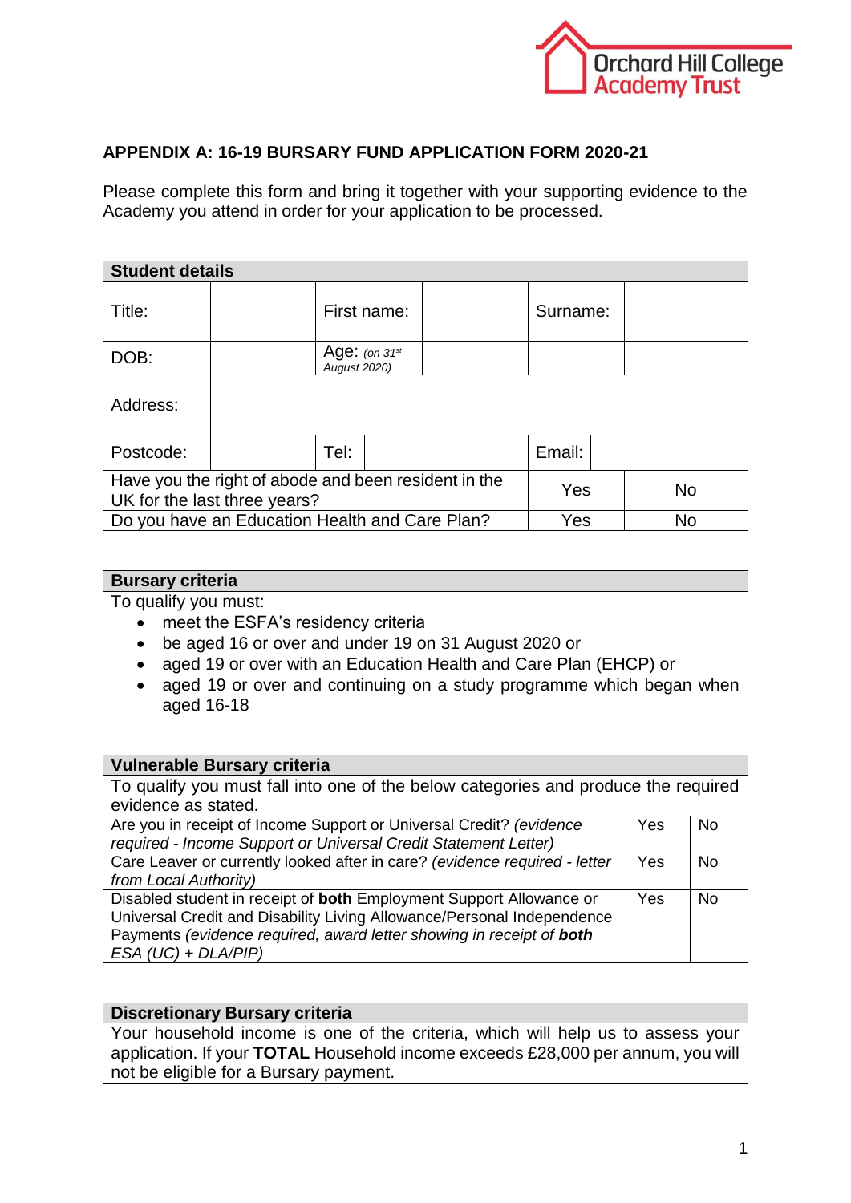Orchard Hill College Academy Trust

## APPENDIX A: 16-19 BURSARY FUND APPLICATION FORM 2020-21

Please complete this form and bring it together with your supporting evidence to the Academy you attend in order for your application to be processed.

| **Student details** | | | | | |
|---|---|---|---|---|---|
| Title: | | First name: | | Surname: | |
| DOB: | | Age: *(on 31st August 2020)* | | | |
| Address: | | | | | |
| Postcode: | | Tel: | | Email: | |
| Have you the right of abode and been resident in the UK for the last three years? | | | | Yes | No |
| Do you have an Education Health and Care Plan? | | | | Yes | No |

| **Bursary criteria** |
|---|
| To qualify you must:<br>• meet the ESFA's residency criteria<br>• be aged 16 or over and under 19 on 31 August 2020 or<br>• aged 19 or over with an Education Health and Care Plan (EHCP) or<br>• aged 19 or over and continuing on a study programme which began when aged 16-18 |

| **Vulnerable Bursary criteria** | | |
|---|---|---|
| To qualify you must fall into one of the below categories and produce the required evidence as stated. | | |
| Are you in receipt of Income Support or Universal Credit? *(evidence required - Income Support or Universal Credit Statement Letter)* | Yes | No |
| Care Leaver or currently looked after in care? *(evidence required - letter from Local Authority)* | Yes | No |
| Disabled student in receipt of **both** Employment Support Allowance or Universal Credit and Disability Living Allowance/Personal Independence Payments *(evidence required, award letter showing in receipt of **both** ESA (UC) + DLA/PIP)* | Yes | No |

| **Discretionary Bursary criteria** |
|---|
| Your household income is one of the criteria, which will help us to assess your application. If your **TOTAL** Household income exceeds £28,000 per annum, you will not be eligible for a Bursary payment. |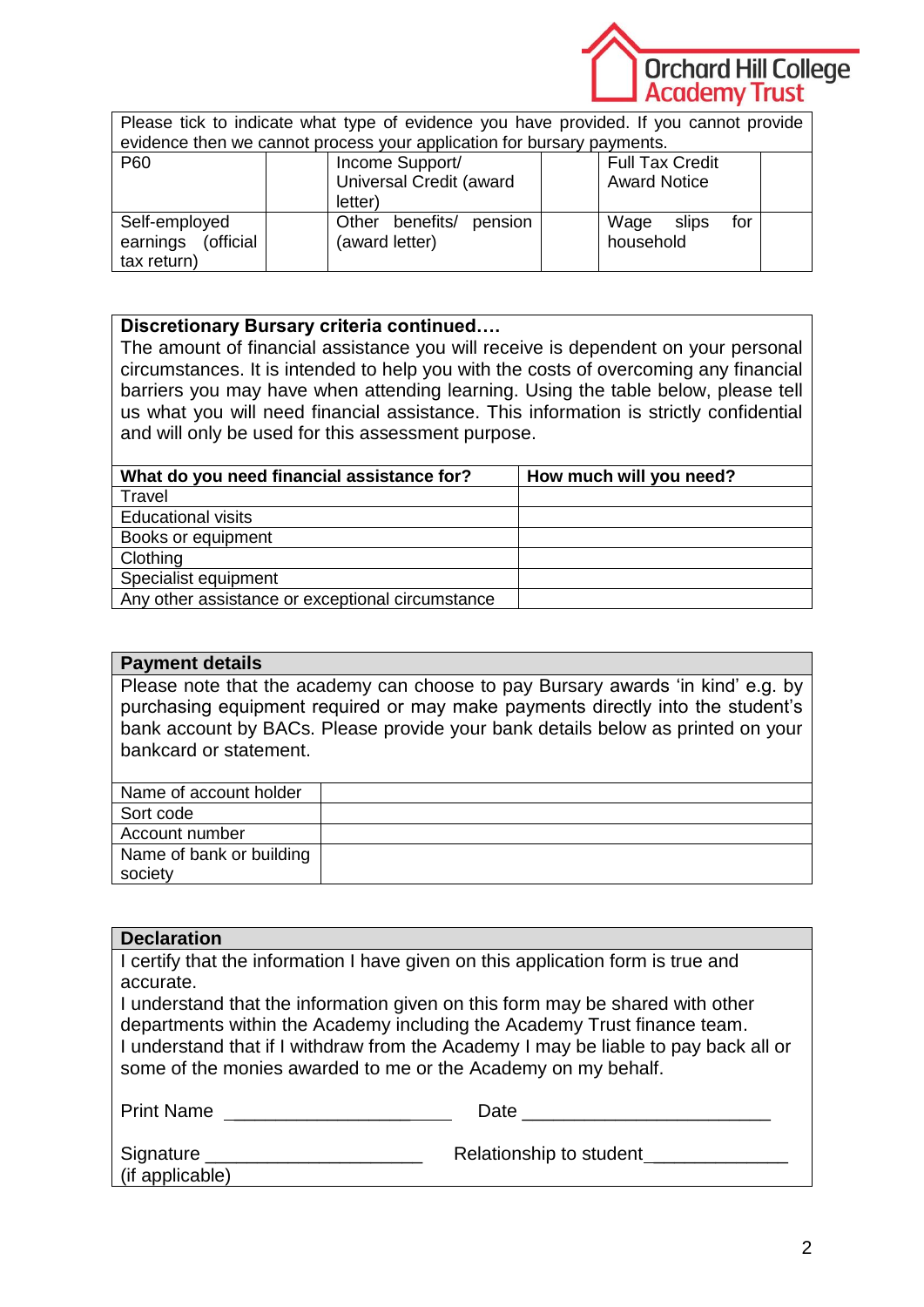| Please tick to indicate what type of evidence you have provided. If you cannot provide evidence then we cannot process your application for bursary payments. | | | | | |
|---|---|---|---|---|---|
| P60 | | Income Support/ Universal Credit (award letter) | | Full Tax Credit Award Notice | |
| Self-employed earnings (official tax return) | | Other benefits/ pension (award letter) | | Wage slips for household | |

**Discretionary Bursary criteria continued….**

The amount of financial assistance you will receive is dependent on your personal circumstances. It is intended to help you with the costs of overcoming any financial barriers you may have when attending learning. Using the table below, please tell us what you will need financial assistance. This information is strictly confidential and will only be used for this assessment purpose.

| What do you need financial assistance for? | How much will you need? |
|---|---|
| Travel | |
| Educational visits | |
| Books or equipment | |
| Clothing | |
| Specialist equipment | |
| Any other assistance or exceptional circumstance | |

**Payment details**

Please note that the academy can choose to pay Bursary awards 'in kind' e.g. by purchasing equipment required or may make payments directly into the student's bank account by BACs. Please provide your bank details below as printed on your bankcard or statement.

| Name of account holder | |
|---|---|
| Sort code | |
| Account number | |
| Name of bank or building society | |

**Declaration**

I certify that the information I have given on this application form is true and accurate.

I understand that the information given on this form may be shared with other departments within the Academy including the Academy Trust finance team.

I understand that if I withdraw from the Academy I may be liable to pay back all or some of the monies awarded to me or the Academy on my behalf.

Print Name ______________________ Date ________________________

Signature ____________________ Relationship to student_____________
(if applicable)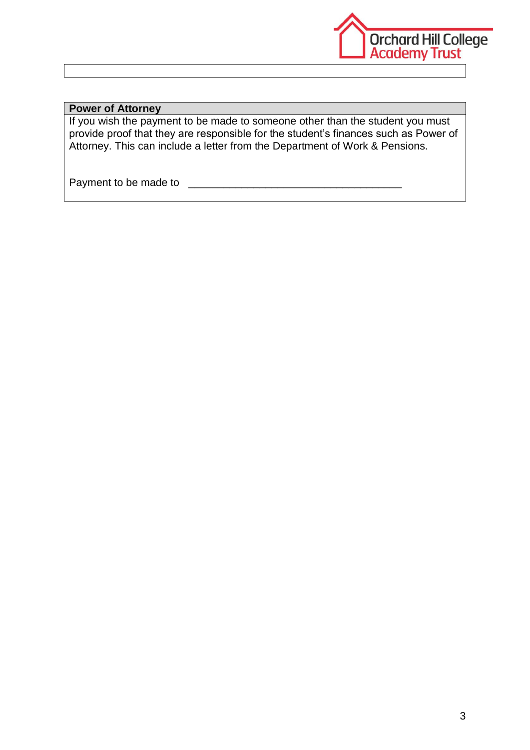## Power of Attorney

If you wish the payment to be made to someone other than the student you must provide proof that they are responsible for the student's finances such as Power of Attorney. This can include a letter from the Department of Work & Pensions.

Payment to be made to ___________________________________